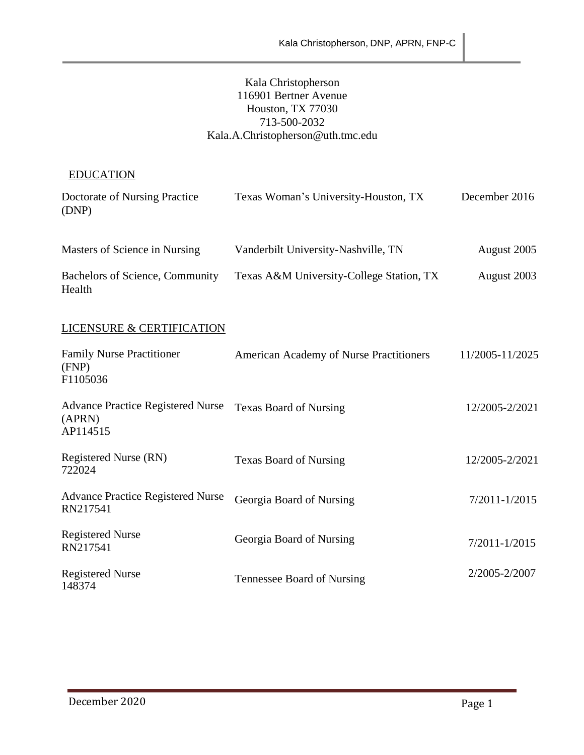Kala Christopherson
116901 Bertner Avenue
Houston, TX 77030
713-500-2032
Kala.A.Christopherson@uth.tmc.edu

## EDUCATION

| | | |
|---|---|---|
| Doctorate of Nursing Practice (DNP) | Texas Woman's University-Houston, TX | December 2016 |
| Masters of Science in Nursing | Vanderbilt University-Nashville, TN | August 2005 |
| Bachelors of Science, Community Health | Texas A&M University-College Station, TX | August 2003 |

## LICENSURE & CERTIFICATION

| | | |
|---|---|---|
| Family Nurse Practitioner (FNP) F1105036 | American Academy of Nurse Practitioners | 11/2005-11/2025 |
| Advance Practice Registered Nurse (APRN) AP114515 | Texas Board of Nursing | 12/2005-2/2021 |
| Registered Nurse (RN) 722024 | Texas Board of Nursing | 12/2005-2/2021 |
| Advance Practice Registered Nurse RN217541 | Georgia Board of Nursing | 7/2011-1/2015 |
| Registered Nurse RN217541 | Georgia Board of Nursing | 7/2011-1/2015 |
| Registered Nurse 148374 | Tennessee Board of Nursing | 2/2005-2/2007 |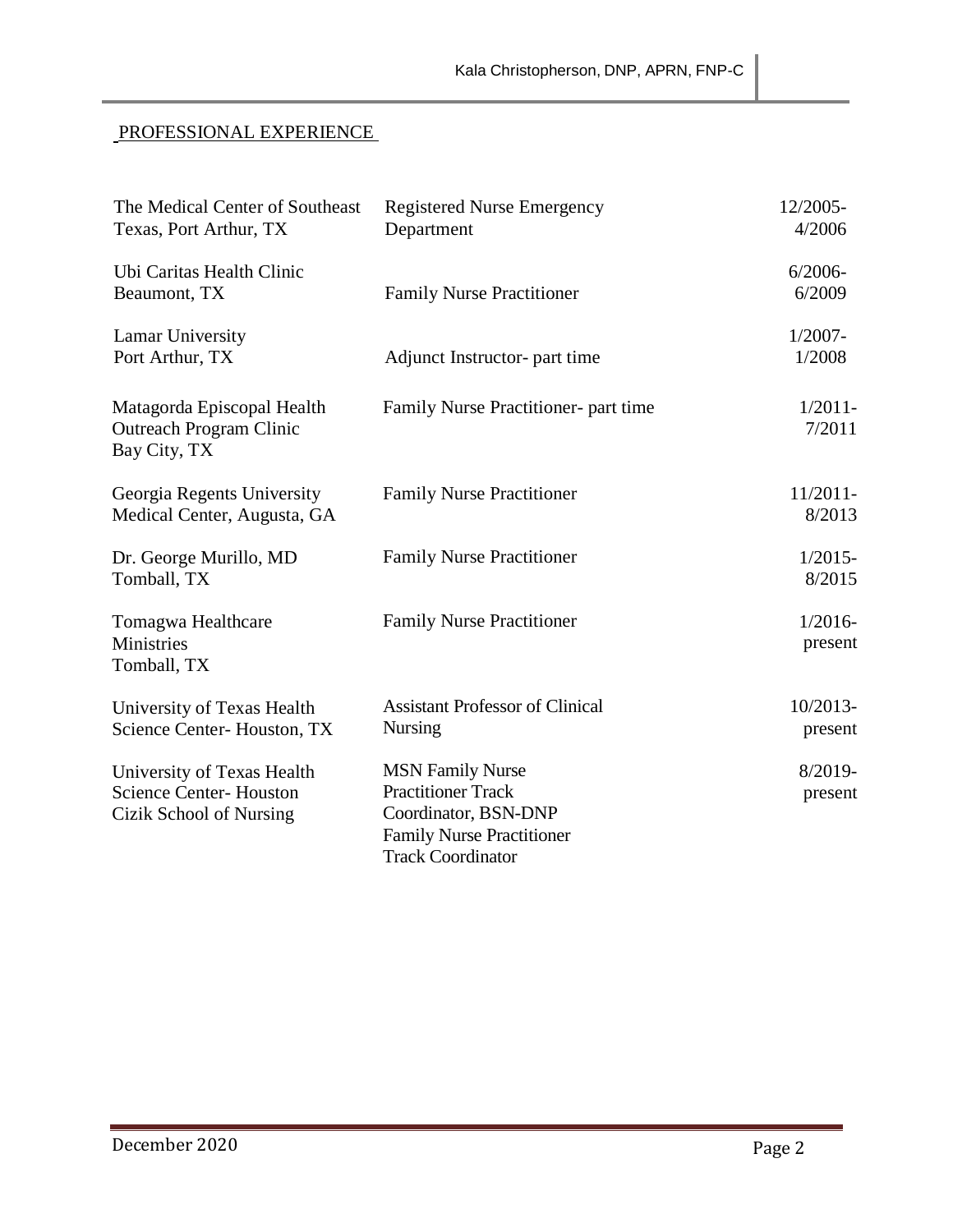## PROFESSIONAL EXPERIENCE

| | | |
|---|---|---|
| The Medical Center of Southeast Texas, Port Arthur, TX | Registered Nurse Emergency Department | 12/2005-4/2006 |
| Ubi Caritas Health Clinic Beaumont, TX | Family Nurse Practitioner | 6/2006-6/2009 |
| Lamar University Port Arthur, TX | Adjunct Instructor- part time | 1/2007-1/2008 |
| Matagorda Episcopal Health Outreach Program Clinic Bay City, TX | Family Nurse Practitioner- part time | 1/2011-7/2011 |
| Georgia Regents University Medical Center, Augusta, GA | Family Nurse Practitioner | 11/2011-8/2013 |
| Dr. George Murillo, MD Tomball, TX | Family Nurse Practitioner | 1/2015-8/2015 |
| Tomagwa Healthcare Ministries Tomball, TX | Family Nurse Practitioner | 1/2016-present |
| University of Texas Health Science Center- Houston, TX | Assistant Professor of Clinical Nursing | 10/2013-present |
| University of Texas Health Science Center- Houston Cizik School of Nursing | MSN Family Nurse Practitioner Track Coordinator, BSN-DNP Family Nurse Practitioner Track Coordinator | 8/2019-present |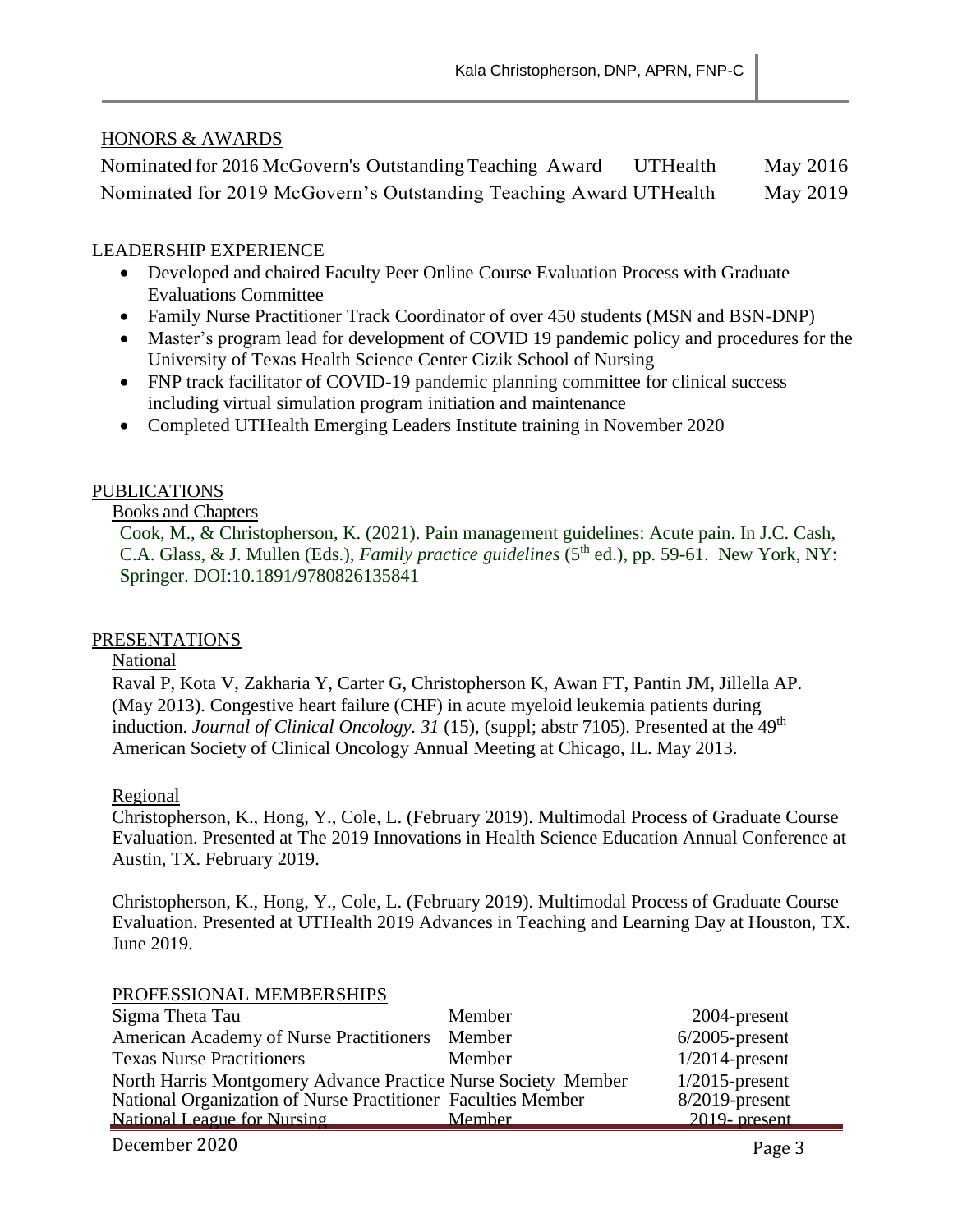## HONORS & AWARDS

| | | |
|---|---|---|
| Nominated for 2016 McGovern's Outstanding Teaching Award | UTHealth | May 2016 |
| Nominated for 2019 McGovern's Outstanding Teaching Award | UTHealth | May 2019 |

## LEADERSHIP EXPERIENCE

- Developed and chaired Faculty Peer Online Course Evaluation Process with Graduate Evaluations Committee
- Family Nurse Practitioner Track Coordinator of over 450 students (MSN and BSN-DNP)
- Master's program lead for development of COVID 19 pandemic policy and procedures for the University of Texas Health Science Center Cizik School of Nursing
- FNP track facilitator of COVID-19 pandemic planning committee for clinical success including virtual simulation program initiation and maintenance
- Completed UTHealth Emerging Leaders Institute training in November 2020

## PUBLICATIONS

### Books and Chapters

Cook, M., & Christopherson, K. (2021). Pain management guidelines: Acute pain. In J.C. Cash, C.A. Glass, & J. Mullen (Eds.), *Family practice guidelines* (5th ed.), pp. 59-61. New York, NY: Springer. DOI:10.1891/9780826135841

## PRESENTATIONS

### National

Raval P, Kota V, Zakharia Y, Carter G, Christopherson K, Awan FT, Pantin JM, Jillella AP. (May 2013). Congestive heart failure (CHF) in acute myeloid leukemia patients during induction. *Journal of Clinical Oncology. 31* (15), (suppl; abstr 7105). Presented at the 49th American Society of Clinical Oncology Annual Meeting at Chicago, IL. May 2013.

### Regional

Christopherson, K., Hong, Y., Cole, L. (February 2019). Multimodal Process of Graduate Course Evaluation. Presented at The 2019 Innovations in Health Science Education Annual Conference at Austin, TX. February 2019.

Christopherson, K., Hong, Y., Cole, L. (February 2019). Multimodal Process of Graduate Course Evaluation. Presented at UTHealth 2019 Advances in Teaching and Learning Day at Houston, TX. June 2019.

## PROFESSIONAL MEMBERSHIPS

| | | |
|---|---|---|
| Sigma Theta Tau | Member | 2004-present |
| American Academy of Nurse Practitioners | Member | 6/2005-present |
| Texas Nurse Practitioners | Member | 1/2014-present |
| North Harris Montgomery Advance Practice Nurse Society | Member | 1/2015-present |
| National Organization of Nurse Practitioner Faculties | Member | 8/2019-present |
| National League for Nursing | Member | 2019- present |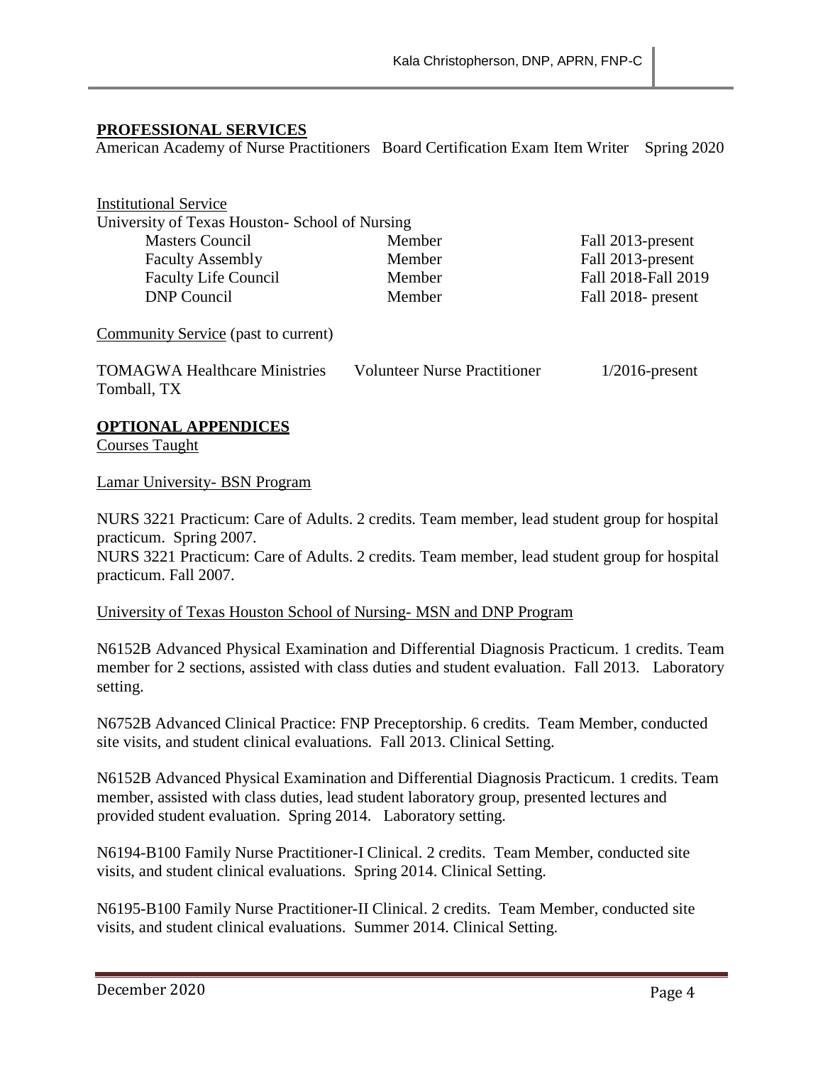## PROFESSIONAL SERVICES

American Academy of Nurse Practitioners Board Certification Exam Item Writer Spring 2020

Institutional Service

University of Texas Houston- School of Nursing

| | | |
|---|---|---|
| Masters Council | Member | Fall 2013-present |
| Faculty Assembly | Member | Fall 2013-present |
| Faculty Life Council | Member | Fall 2018-Fall 2019 |
| DNP Council | Member | Fall 2018- present |

Community Service (past to current)

| | | |
|---|---|---|
| TOMAGWA Healthcare Ministries Tomball, TX | Volunteer Nurse Practitioner | 1/2016-present |

## OPTIONAL APPENDICES

Courses Taught

Lamar University- BSN Program

NURS 3221 Practicum: Care of Adults. 2 credits. Team member, lead student group for hospital practicum. Spring 2007.
NURS 3221 Practicum: Care of Adults. 2 credits. Team member, lead student group for hospital practicum. Fall 2007.

University of Texas Houston School of Nursing- MSN and DNP Program

N6152B Advanced Physical Examination and Differential Diagnosis Practicum. 1 credits. Team member for 2 sections, assisted with class duties and student evaluation. Fall 2013. Laboratory setting.

N6752B Advanced Clinical Practice: FNP Preceptorship. 6 credits. Team Member, conducted site visits, and student clinical evaluations. Fall 2013. Clinical Setting.

N6152B Advanced Physical Examination and Differential Diagnosis Practicum. 1 credits. Team member, assisted with class duties, lead student laboratory group, presented lectures and provided student evaluation. Spring 2014. Laboratory setting.

N6194-B100 Family Nurse Practitioner-I Clinical. 2 credits. Team Member, conducted site visits, and student clinical evaluations. Spring 2014. Clinical Setting.

N6195-B100 Family Nurse Practitioner-II Clinical. 2 credits. Team Member, conducted site visits, and student clinical evaluations. Summer 2014. Clinical Setting.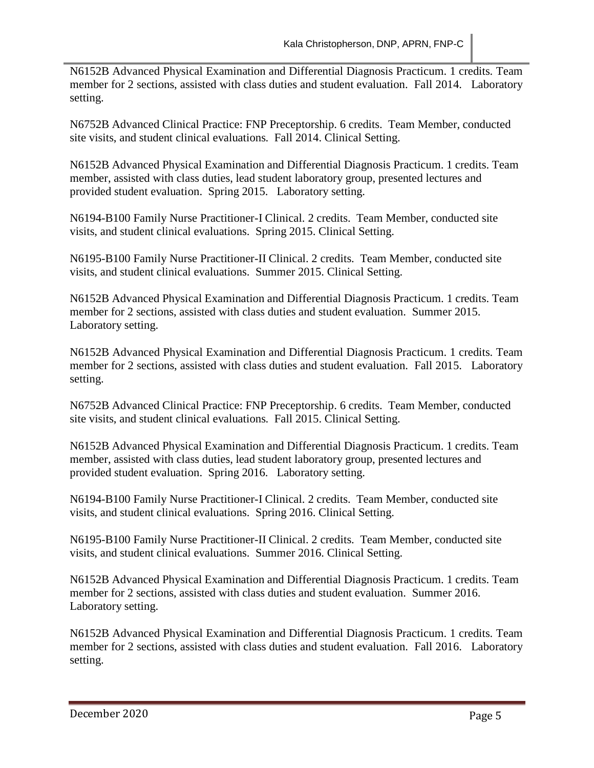N6152B Advanced Physical Examination and Differential Diagnosis Practicum. 1 credits. Team member for 2 sections, assisted with class duties and student evaluation. Fall 2014. Laboratory setting.

N6752B Advanced Clinical Practice: FNP Preceptorship. 6 credits. Team Member, conducted site visits, and student clinical evaluations. Fall 2014. Clinical Setting.

N6152B Advanced Physical Examination and Differential Diagnosis Practicum. 1 credits. Team member, assisted with class duties, lead student laboratory group, presented lectures and provided student evaluation. Spring 2015. Laboratory setting.

N6194-B100 Family Nurse Practitioner-I Clinical. 2 credits. Team Member, conducted site visits, and student clinical evaluations. Spring 2015. Clinical Setting.

N6195-B100 Family Nurse Practitioner-II Clinical. 2 credits. Team Member, conducted site visits, and student clinical evaluations. Summer 2015. Clinical Setting.

N6152B Advanced Physical Examination and Differential Diagnosis Practicum. 1 credits. Team member for 2 sections, assisted with class duties and student evaluation. Summer 2015. Laboratory setting.

N6152B Advanced Physical Examination and Differential Diagnosis Practicum. 1 credits. Team member for 2 sections, assisted with class duties and student evaluation. Fall 2015. Laboratory setting.

N6752B Advanced Clinical Practice: FNP Preceptorship. 6 credits. Team Member, conducted site visits, and student clinical evaluations. Fall 2015. Clinical Setting.

N6152B Advanced Physical Examination and Differential Diagnosis Practicum. 1 credits. Team member, assisted with class duties, lead student laboratory group, presented lectures and provided student evaluation. Spring 2016. Laboratory setting.

N6194-B100 Family Nurse Practitioner-I Clinical. 2 credits. Team Member, conducted site visits, and student clinical evaluations. Spring 2016. Clinical Setting.

N6195-B100 Family Nurse Practitioner-II Clinical. 2 credits. Team Member, conducted site visits, and student clinical evaluations. Summer 2016. Clinical Setting.

N6152B Advanced Physical Examination and Differential Diagnosis Practicum. 1 credits. Team member for 2 sections, assisted with class duties and student evaluation. Summer 2016. Laboratory setting.

N6152B Advanced Physical Examination and Differential Diagnosis Practicum. 1 credits. Team member for 2 sections, assisted with class duties and student evaluation. Fall 2016. Laboratory setting.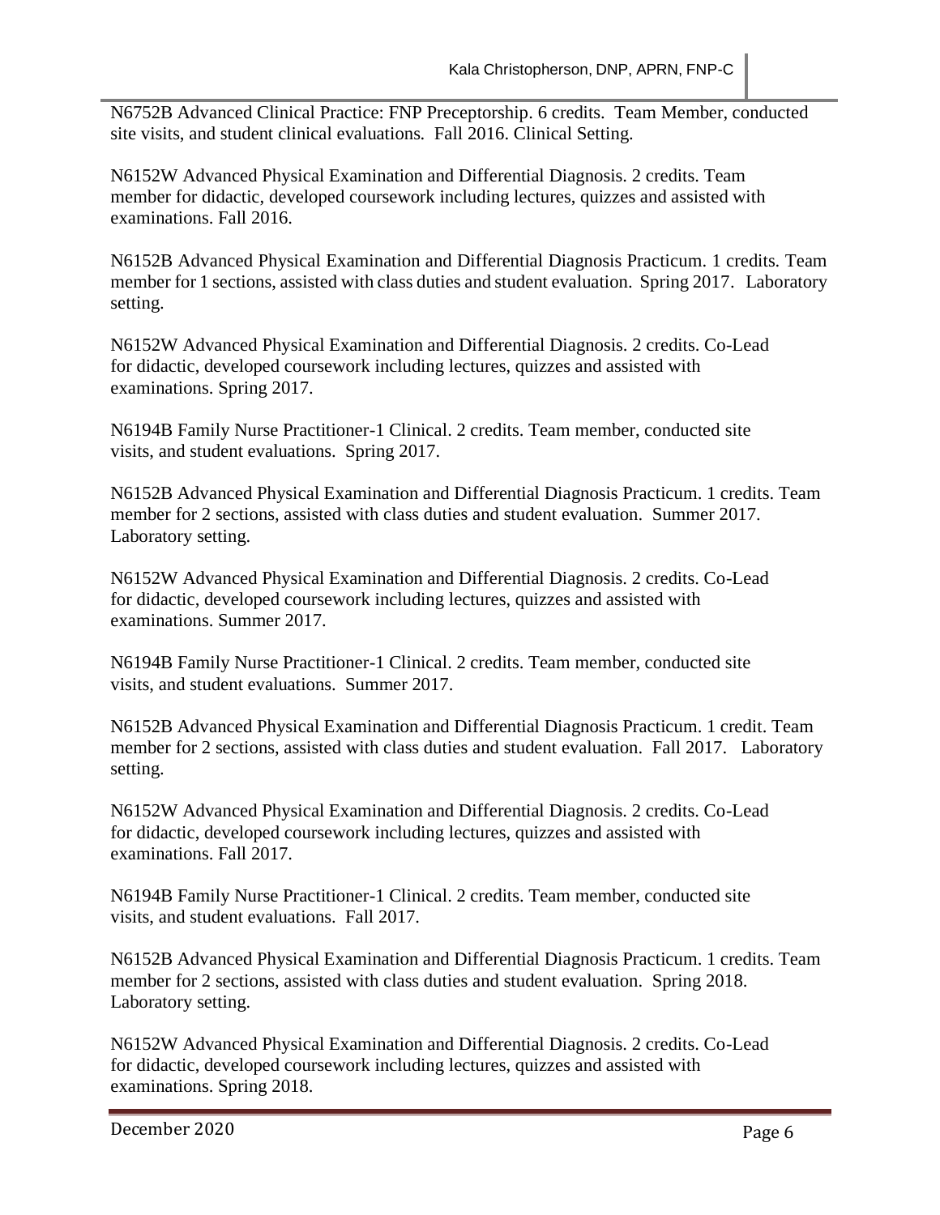N6752B Advanced Clinical Practice: FNP Preceptorship. 6 credits. Team Member, conducted site visits, and student clinical evaluations. Fall 2016. Clinical Setting.

N6152W Advanced Physical Examination and Differential Diagnosis. 2 credits. Team member for didactic, developed coursework including lectures, quizzes and assisted with examinations. Fall 2016.

N6152B Advanced Physical Examination and Differential Diagnosis Practicum. 1 credits. Team member for 1 sections, assisted with class duties and student evaluation. Spring 2017. Laboratory setting.

N6152W Advanced Physical Examination and Differential Diagnosis. 2 credits. Co-Lead for didactic, developed coursework including lectures, quizzes and assisted with examinations. Spring 2017.

N6194B Family Nurse Practitioner-1 Clinical. 2 credits. Team member, conducted site visits, and student evaluations. Spring 2017.

N6152B Advanced Physical Examination and Differential Diagnosis Practicum. 1 credits. Team member for 2 sections, assisted with class duties and student evaluation. Summer 2017. Laboratory setting.

N6152W Advanced Physical Examination and Differential Diagnosis. 2 credits. Co-Lead for didactic, developed coursework including lectures, quizzes and assisted with examinations. Summer 2017.

N6194B Family Nurse Practitioner-1 Clinical. 2 credits. Team member, conducted site visits, and student evaluations. Summer 2017.

N6152B Advanced Physical Examination and Differential Diagnosis Practicum. 1 credit. Team member for 2 sections, assisted with class duties and student evaluation. Fall 2017. Laboratory setting.

N6152W Advanced Physical Examination and Differential Diagnosis. 2 credits. Co-Lead for didactic, developed coursework including lectures, quizzes and assisted with examinations. Fall 2017.

N6194B Family Nurse Practitioner-1 Clinical. 2 credits. Team member, conducted site visits, and student evaluations. Fall 2017.

N6152B Advanced Physical Examination and Differential Diagnosis Practicum. 1 credits. Team member for 2 sections, assisted with class duties and student evaluation. Spring 2018. Laboratory setting.

N6152W Advanced Physical Examination and Differential Diagnosis. 2 credits. Co-Lead for didactic, developed coursework including lectures, quizzes and assisted with examinations. Spring 2018.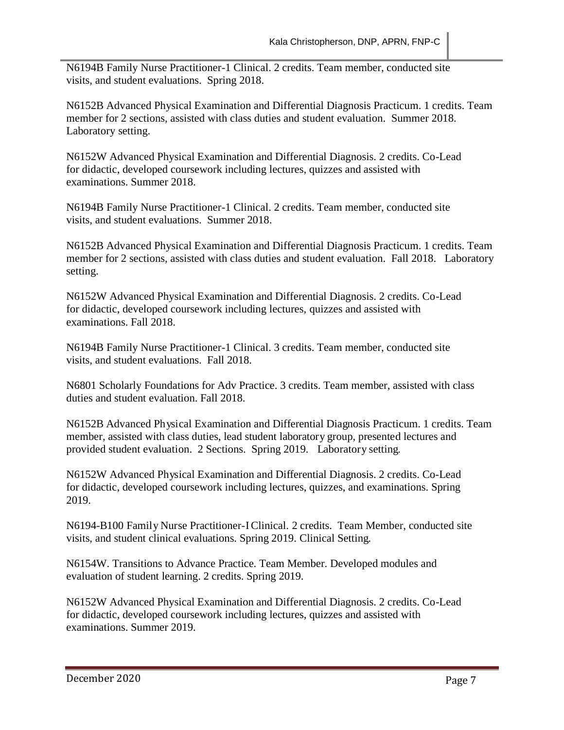N6194B Family Nurse Practitioner-1 Clinical. 2 credits. Team member, conducted site visits, and student evaluations. Spring 2018.

N6152B Advanced Physical Examination and Differential Diagnosis Practicum. 1 credits. Team member for 2 sections, assisted with class duties and student evaluation. Summer 2018. Laboratory setting.

N6152W Advanced Physical Examination and Differential Diagnosis. 2 credits. Co-Lead for didactic, developed coursework including lectures, quizzes and assisted with examinations. Summer 2018.

N6194B Family Nurse Practitioner-1 Clinical. 2 credits. Team member, conducted site visits, and student evaluations. Summer 2018.

N6152B Advanced Physical Examination and Differential Diagnosis Practicum. 1 credits. Team member for 2 sections, assisted with class duties and student evaluation. Fall 2018. Laboratory setting.

N6152W Advanced Physical Examination and Differential Diagnosis. 2 credits. Co-Lead for didactic, developed coursework including lectures, quizzes and assisted with examinations. Fall 2018.

N6194B Family Nurse Practitioner-1 Clinical. 3 credits. Team member, conducted site visits, and student evaluations. Fall 2018.

N6801 Scholarly Foundations for Adv Practice. 3 credits. Team member, assisted with class duties and student evaluation. Fall 2018.

N6152B Advanced Physical Examination and Differential Diagnosis Practicum. 1 credits. Team member, assisted with class duties, lead student laboratory group, presented lectures and provided student evaluation. 2 Sections. Spring 2019. Laboratory setting.

N6152W Advanced Physical Examination and Differential Diagnosis. 2 credits. Co-Lead for didactic, developed coursework including lectures, quizzes, and examinations. Spring 2019.

N6194-B100 Family Nurse Practitioner-I Clinical. 2 credits. Team Member, conducted site visits, and student clinical evaluations. Spring 2019. Clinical Setting.

N6154W. Transitions to Advance Practice. Team Member. Developed modules and evaluation of student learning. 2 credits. Spring 2019.

N6152W Advanced Physical Examination and Differential Diagnosis. 2 credits. Co-Lead for didactic, developed coursework including lectures, quizzes and assisted with examinations. Summer 2019.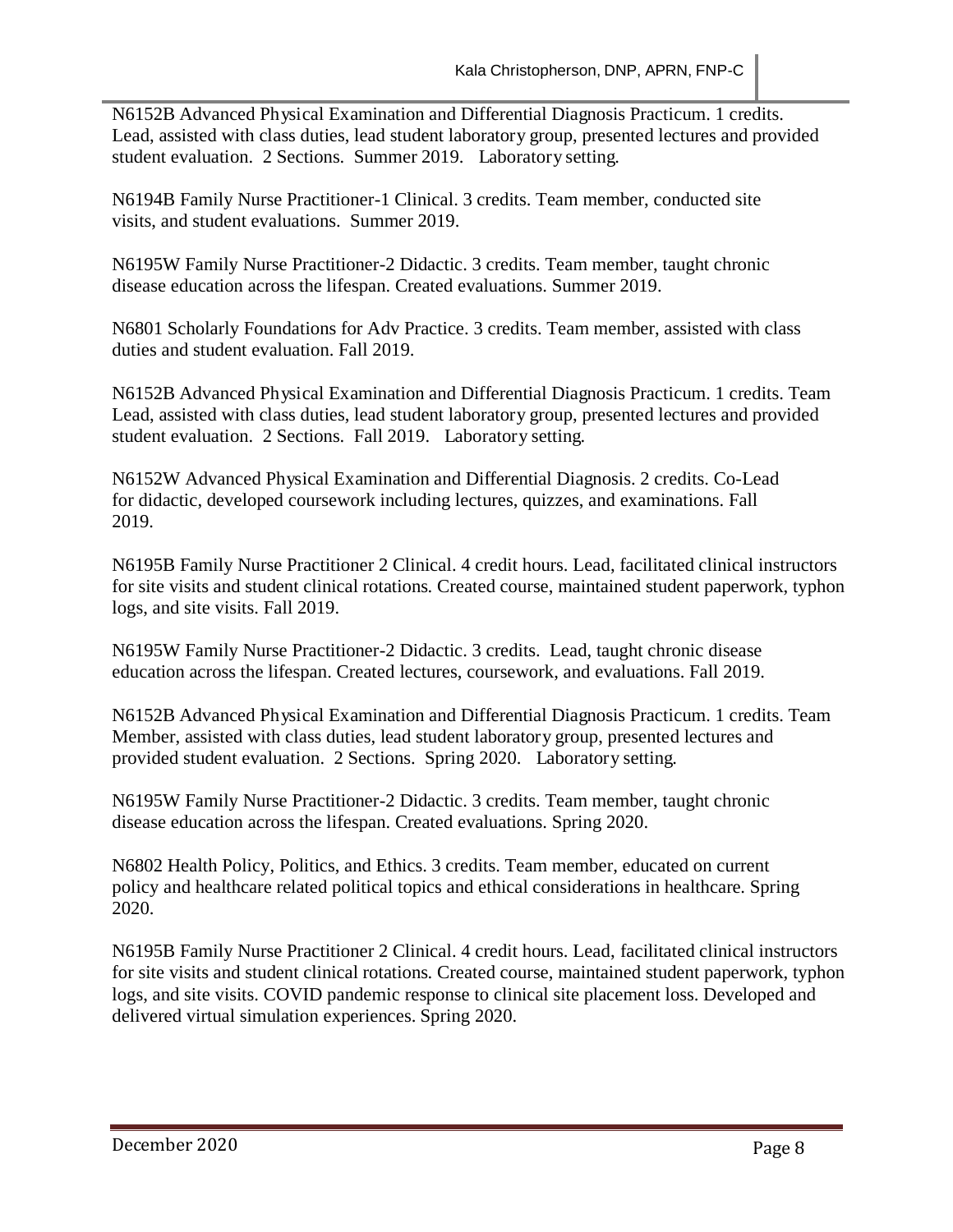N6152B Advanced Physical Examination and Differential Diagnosis Practicum. 1 credits. Lead, assisted with class duties, lead student laboratory group, presented lectures and provided student evaluation. 2 Sections. Summer 2019. Laboratory setting.

N6194B Family Nurse Practitioner-1 Clinical. 3 credits. Team member, conducted site visits, and student evaluations. Summer 2019.

N6195W Family Nurse Practitioner-2 Didactic. 3 credits. Team member, taught chronic disease education across the lifespan. Created evaluations. Summer 2019.

N6801 Scholarly Foundations for Adv Practice. 3 credits. Team member, assisted with class duties and student evaluation. Fall 2019.

N6152B Advanced Physical Examination and Differential Diagnosis Practicum. 1 credits. Team Lead, assisted with class duties, lead student laboratory group, presented lectures and provided student evaluation. 2 Sections. Fall 2019. Laboratory setting.

N6152W Advanced Physical Examination and Differential Diagnosis. 2 credits. Co-Lead for didactic, developed coursework including lectures, quizzes, and examinations. Fall 2019.

N6195B Family Nurse Practitioner 2 Clinical. 4 credit hours. Lead, facilitated clinical instructors for site visits and student clinical rotations. Created course, maintained student paperwork, typhon logs, and site visits. Fall 2019.

N6195W Family Nurse Practitioner-2 Didactic. 3 credits. Lead, taught chronic disease education across the lifespan. Created lectures, coursework, and evaluations. Fall 2019.

N6152B Advanced Physical Examination and Differential Diagnosis Practicum. 1 credits. Team Member, assisted with class duties, lead student laboratory group, presented lectures and provided student evaluation. 2 Sections. Spring 2020. Laboratory setting.

N6195W Family Nurse Practitioner-2 Didactic. 3 credits. Team member, taught chronic disease education across the lifespan. Created evaluations. Spring 2020.

N6802 Health Policy, Politics, and Ethics. 3 credits. Team member, educated on current policy and healthcare related political topics and ethical considerations in healthcare. Spring 2020.

N6195B Family Nurse Practitioner 2 Clinical. 4 credit hours. Lead, facilitated clinical instructors for site visits and student clinical rotations. Created course, maintained student paperwork, typhon logs, and site visits. COVID pandemic response to clinical site placement loss. Developed and delivered virtual simulation experiences. Spring 2020.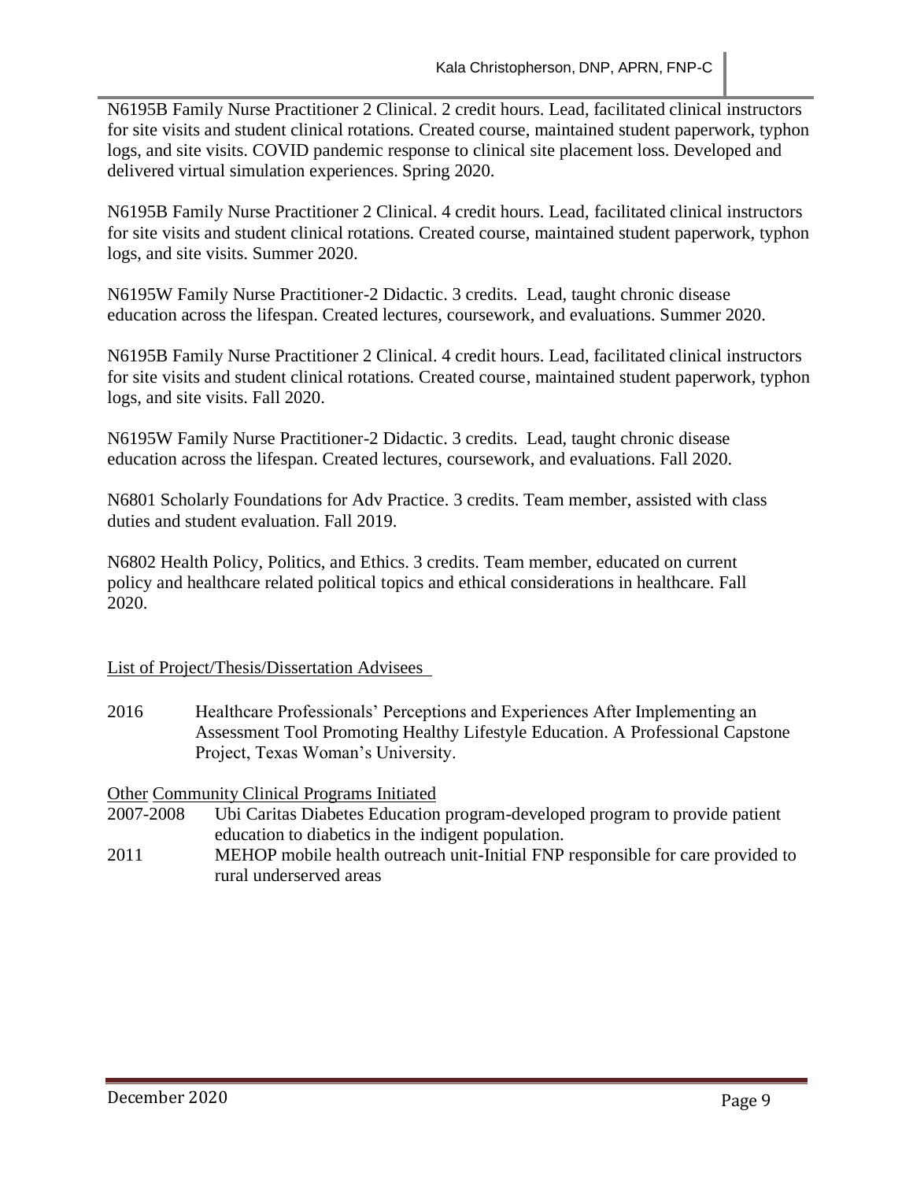N6195B Family Nurse Practitioner 2 Clinical. 2 credit hours. Lead, facilitated clinical instructors for site visits and student clinical rotations. Created course, maintained student paperwork, typhon logs, and site visits. COVID pandemic response to clinical site placement loss. Developed and delivered virtual simulation experiences. Spring 2020.

N6195B Family Nurse Practitioner 2 Clinical. 4 credit hours. Lead, facilitated clinical instructors for site visits and student clinical rotations. Created course, maintained student paperwork, typhon logs, and site visits. Summer 2020.

N6195W Family Nurse Practitioner-2 Didactic. 3 credits. Lead, taught chronic disease education across the lifespan. Created lectures, coursework, and evaluations. Summer 2020.

N6195B Family Nurse Practitioner 2 Clinical. 4 credit hours. Lead, facilitated clinical instructors for site visits and student clinical rotations. Created course, maintained student paperwork, typhon logs, and site visits. Fall 2020.

N6195W Family Nurse Practitioner-2 Didactic. 3 credits. Lead, taught chronic disease education across the lifespan. Created lectures, coursework, and evaluations. Fall 2020.

N6801 Scholarly Foundations for Adv Practice. 3 credits. Team member, assisted with class duties and student evaluation. Fall 2019.

N6802 Health Policy, Politics, and Ethics. 3 credits. Team member, educated on current policy and healthcare related political topics and ethical considerations in healthcare. Fall 2020.

List of Project/Thesis/Dissertation Advisees

2016 Healthcare Professionals' Perceptions and Experiences After Implementing an Assessment Tool Promoting Healthy Lifestyle Education. A Professional Capstone Project, Texas Woman's University.

Other Community Clinical Programs Initiated

2007-2008 Ubi Caritas Diabetes Education program-developed program to provide patient education to diabetics in the indigent population.

2011 MEHOP mobile health outreach unit-Initial FNP responsible for care provided to rural underserved areas